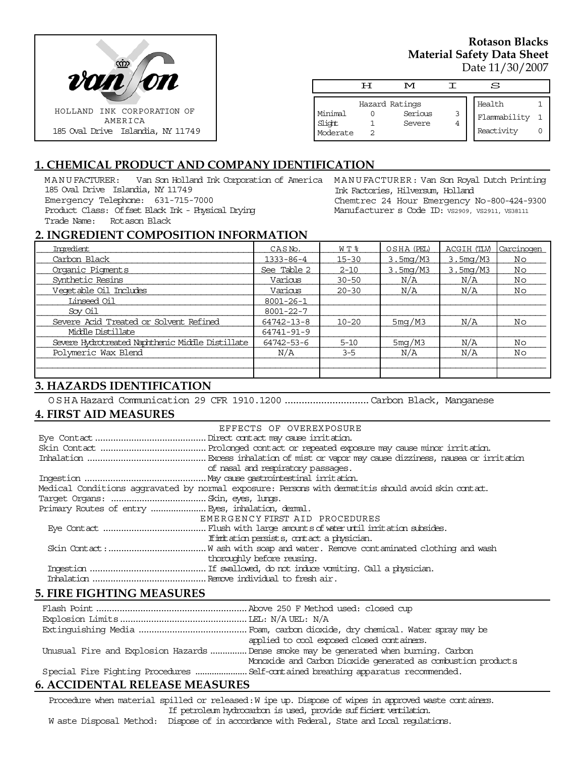HOLLAND INK CORPORATION OF AMERICA
185 Oval Drive Islandia, NY 11749

**Rotason Blacks**
**Material Safety Data Sheet**
Date 11/30/2007

| H M I S | | | | | |
|---|---|---|---|---|---|
| Hazard Ratings | | | | Health | 1 |
| Minimal | 0 | Serious | 3 | Flammability | 1 |
| Slight | 1 | Severe | 4 | Reactivity | 0 |
| Moderate | 2 | | | | |

## 1. CHEMICAL PRODUCT AND COMPANY IDENTIFICATION

MANUFACTURER: Van Son Holland Ink Corporation of America
185 Oval Drive Islandia, NY 11749
Emergency Telephone: 631-715-7000
Product Class: Offset Black Ink - Physical Drying
Trade Name: Rotason Black

MANUFACTURER: Van Son Royal Dutch Printing Ink Factories, Hilversum, Holland
Chemtrec 24 Hour Emergency No-800-424-9300
Manufacturer s Code ID: VS2909, VS2911, VS38111

## 2. INGREDIENT COMPOSITION INFORMATION

| Ingredient | CAS No. | WT % | OSHA (PEL) | ACGIH (TLV) | Carcinogen |
|---|---|---|---|---|---|
| Carbon Black | 1333-86-4 | 15-30 | 3.5mg/M3 | 3.5mg/M3 | No |
| Organic Pigments | See Table 2 | 2-10 | 3.5mg/M3 | 3.5mg/M3 | No |
| Synthetic Resins | Various | 30-50 | N/A | N/A | No |
| Vegetable Oil Includes | Various | 20-30 | N/A | N/A | No |
| Linseed Oil | 8001-26-1 | | | | |
| Soy Oil | 8001-22-7 | | | | |
| Severe Acid Treated or Solvent Refined | 64742-13-8 | 10-20 | 5mg/M3 | N/A | No |
| Middle Distillate | 64741-91-9 | | | | |
| Severe Hydrotreated Naphthenic Middle Distillate | 64742-53-6 | 5-10 | 5mg/M3 | N/A | No |
| Polymeric Wax Blend | N/A | 3-5 | N/A | N/A | No |

## 3. HAZARDS IDENTIFICATION

OSHA Hazard Communication 29 CFR 1910.1200 .............................. Carbon Black, Manganese

## 4. FIRST AID MEASURES

EFFECTS OF OVEREXPOSURE

Eye Contact .......................................... Direct contact may cause irritation.
Skin Contact ......................................... Prolonged contact or repeated exposure may cause minor irritation.
Inhalation ............................................. Excess inhalation of mist or vapor may cause dizziness, nausea or irritation of nasal and respiratory passages.
Ingestion .............................................. May cause gastrointestinal irritation.
Medical Conditions aggravated by normal exposure: Persons with dermatitis should avoid skin contact.
Target Organs: .................................... Skin, eyes, lungs.
Primary Routes of entry ..................... Eyes, inhalation, dermal.

EMERGENCY FIRST AID PROCEDURES

Eye Contact ....................................... Flush with large amounts of water until irritation subsides. If irritation persists, contact a physician.
Skin Contact: ..................................... Wash with soap and water. Remove contaminated clothing and wash thoroughly before reusing.
Ingestion ............................................ If swallowed, do not induce vomiting. Call a physician.
Inhalation ........................................... Remove individual to fresh air.

## 5. FIRE FIGHTING MEASURES

Flash Point ........................................................ Above 250 F Method used: closed cup
Explosion Limits ................................................ LEL: N/A UEL: N/A
Extinguishing Media ......................................... Foam, carbon dioxide, dry chemical. Water spray may be applied to cool exposed closed containers.
Unusual Fire and Explosion Hazards .............. Dense smoke may be generated when burning. Carbon Monoxide and Carbon Dioxide generated as combustion products
Special Fire Fighting Procedures ..................... Self-contained breathing apparatus recommended.

## 6. ACCIDENTAL RELEASE MEASURES

Procedure when material spilled or released: Wipe up. Dispose of wipes in approved waste containers. If petroleum hydrocarbon is used, provide sufficient ventilation.
Waste Disposal Method: Dispose of in accordance with Federal, State and Local regulations.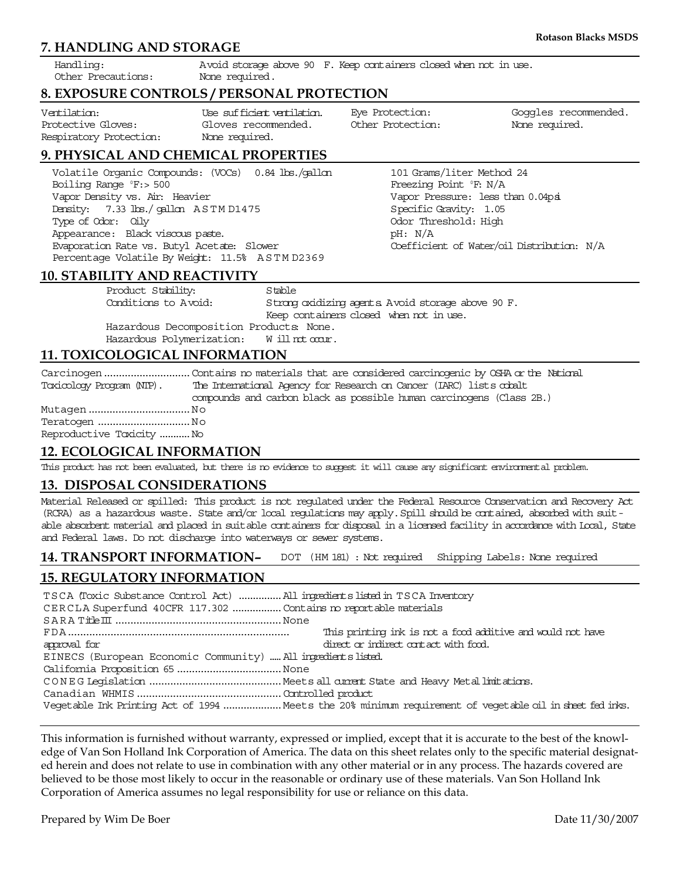## 7. HANDLING AND STORAGE

| | |
|---|---|
| Handling: | Avoid storage above 90 F. Keep containers closed when not in use. |
| Other Precautions: | None required. |

## 8. EXPOSURE CONTROLS / PERSONAL PROTECTION

| | | | |
|---|---|---|---|
| Ventilation: | Use sufficient ventilation. | Eye Protection: | Goggles recommended. |
| Protective Gloves: | Gloves recommended. | Other Protection: | None required. |
| Respiratory Protection: | None required. | | |

## 9. PHYSICAL AND CHEMICAL PROPERTIES

| | |
|---|---|
| Volatile Organic Compounds: (VOCs) 0.84 lbs./gallon | 101 Grams/liter Method 24 |
| Boiling Range °F:> 500 | Freezing Point °F: N/A |
| Vapor Density vs. Air: Heavier | Vapor Pressure: less than 0.04psi |
| Density: 7.33 lbs./gallon ASTM D1475 | Specific Gravity: 1.05 |
| Type of Odor: Oily | Odor Threshold: High |
| Appearance: Black viscous paste. | pH: N/A |
| Evaporation Rate vs. Butyl Acetate: Slower | Coefficient of Water/oil Distribution: N/A |
| Percentage Volatile By Weight: 11.5% ASTM D2369 | |

## 10. STABILITY AND REACTIVITY

Product Stability: Stable

Conditions to Avoid: Strong oxidizing agents. Avoid storage above 90 F. Keep containers closed when not in use.

Hazardous Decomposition Products: None.

Hazardous Polymerization: Will not occur.

## 11. TOXICOLOGICAL INFORMATION

Carcinogen ............................ Contains no materials that are considered carcinogenic by OSHA or the National Toxicology Program (NTP). The International Agency for Research on Cancer (IARC) lists cobalt compounds and carbon black as possible human carcinogens (Class 2B.)

Mutagen ................................. No

Teratogen .............................. No

Reproductive Toxicity .......... No

## 12. ECOLOGICAL INFORMATION

This product has not been evaluated, but there is no evidence to suggest it will cause any significant environmental problem.

## 13. DISPOSAL CONSIDERATIONS

Material Released or spilled: This product is not regulated under the Federal Resource Conservation and Recovery Act (RCRA) as a hazardous waste. State and/or local regulations may apply. Spill should be contained, absorbed with suitable absorbent material and placed in suitable containers for disposal in a licensed facility in accordance with Local, State and Federal laws. Do not discharge into waterways or sewer systems.

## 14. TRANSPORT INFORMATION– DOT (HM 181) : Not required Shipping Labels: None required

## 15. REGULATORY INFORMATION

TSCA (Toxic Substance Control Act) ............... All ingredients listed in TSCA Inventory

CERCLA Superfund 40CFR 117.302 ................ Contains no reportable materials

SARA Title III ....................................................... None

FDA ......................................................................... This printing ink is not a food additive and would not have approval for direct or indirect contact with food.

EINECS (European Economic Community) ..... All ingredients listed.

California Proposition 65 .................................. None

CONEG Legislation ........................................... Meets all current State and Heavy Metal limitations.

Canadian WHMIS ................................................ Controlled product

Vegetable Ink Printing Act of 1994 ................... Meets the 20% minimum requirement of vegetable oil in sheet fed inks.

---

This information is furnished without warranty, expressed or implied, except that it is accurate to the best of the knowledge of Van Son Holland Ink Corporation of America. The data on this sheet relates only to the specific material designated herein and does not relate to use in combination with any other material or in any process. The hazards covered are believed to be those most likely to occur in the reasonable or ordinary use of these materials. Van Son Holland Ink Corporation of America assumes no legal responsibility for use or reliance on this data.

Prepared by Wim De Boer

Date 11/30/2007